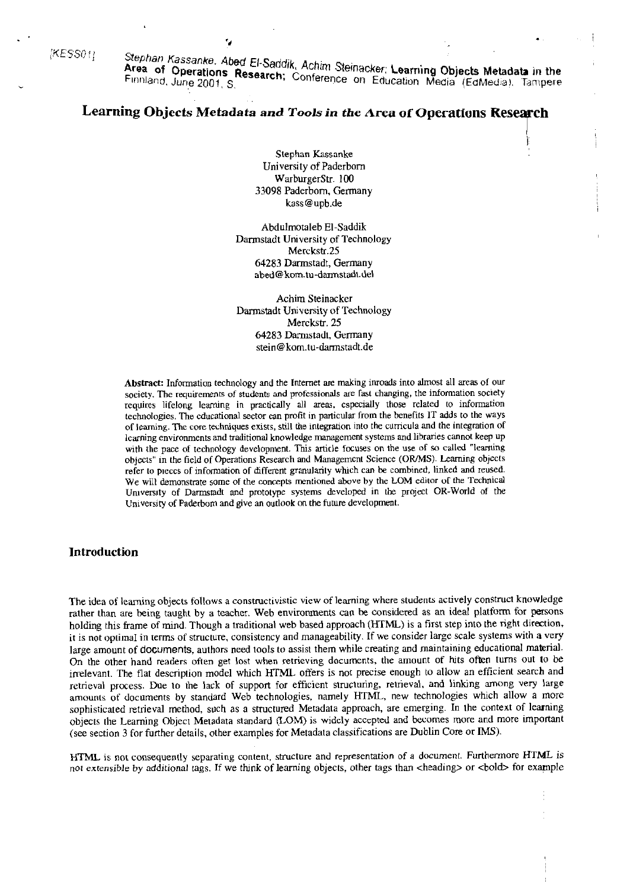[KESS01]

Stephan Kassanke, Abed El-Saddik, Achim Steinacker; **Learning Objects Metadata in the Area of Operations Research**; Conference on Education Media (EdMedia), Tampere Finnland, June 2001, S.

# Learning Objects Metadata and Tools in the Area of Operations Research

Stephan Kassanke
University of Paderborn
WarburgerStr. 100
33098 Paderborn, Germany
kass@upb.de

Abdulmotaleb El-Saddik
Darmstadt University of Technology
Merckstr.25
64283 Darmstadt, Germany
abed@kom.tu-darmstadt.de

Achim Steinacker
Darmstadt University of Technology
Merckstr. 25
64283 Darmstadt, Germany
stein@kom.tu-darmstadt.de

**Abstract:** Information technology and the Internet are making inroads into almost all areas of our society. The requirements of students and professionals are fast changing, the information society requires lifelong learning in practically all areas, especially those related to information technologies. The educational sector can profit in particular from the benefits IT adds to the ways of learning. The core techniques exists, still the integration into the curricula and the integration of learning environments and traditional knowledge management systems and libraries cannot keep up with the pace of technology development. This article focuses on the use of so called "learning objects" in the field of Operations Research and Management Science (OR/MS). Learning objects refer to pieces of information of different granularity which can be combined, linked and reused. We will demonstrate some of the concepts mentioned above by the LOM editor of the Technical University of Darmstadt and prototype systems developed in the project OR-World of the University of Paderborn and give an outlook on the future development.

## Introduction

The idea of learning objects follows a constructivistic view of learning where students actively construct knowledge rather than are being taught by a teacher. Web environments can be considered as an ideal platform for persons holding this frame of mind. Though a traditional web based approach (HTML) is a first step into the right direction, it is not optimal in terms of structure, consistency and manageability. If we consider large scale systems with a very large amount of documents, authors need tools to assist them while creating and maintaining educational material. On the other hand readers often get lost when retrieving documents, the amount of hits often turns out to be irrelevant. The flat description model which HTML offers is not precise enough to allow an efficient search and retrieval process. Due to the lack of support for efficient structuring, retrieval, and linking among very large amounts of documents by standard Web technologies, namely HTML, new technologies which allow a more sophisticated retrieval method, such as a structured Metadata approach, are emerging. In the context of learning objects the Learning Object Metadata standard (LOM) is widely accepted and becomes more and more important (see section 3 for further details, other examples for Metadata classifications are Dublin Core or IMS).

HTML is not consequently separating content, structure and representation of a document. Furthermore HTML is not extensible by additional tags. If we think of learning objects, other tags than <heading> or <bold> for example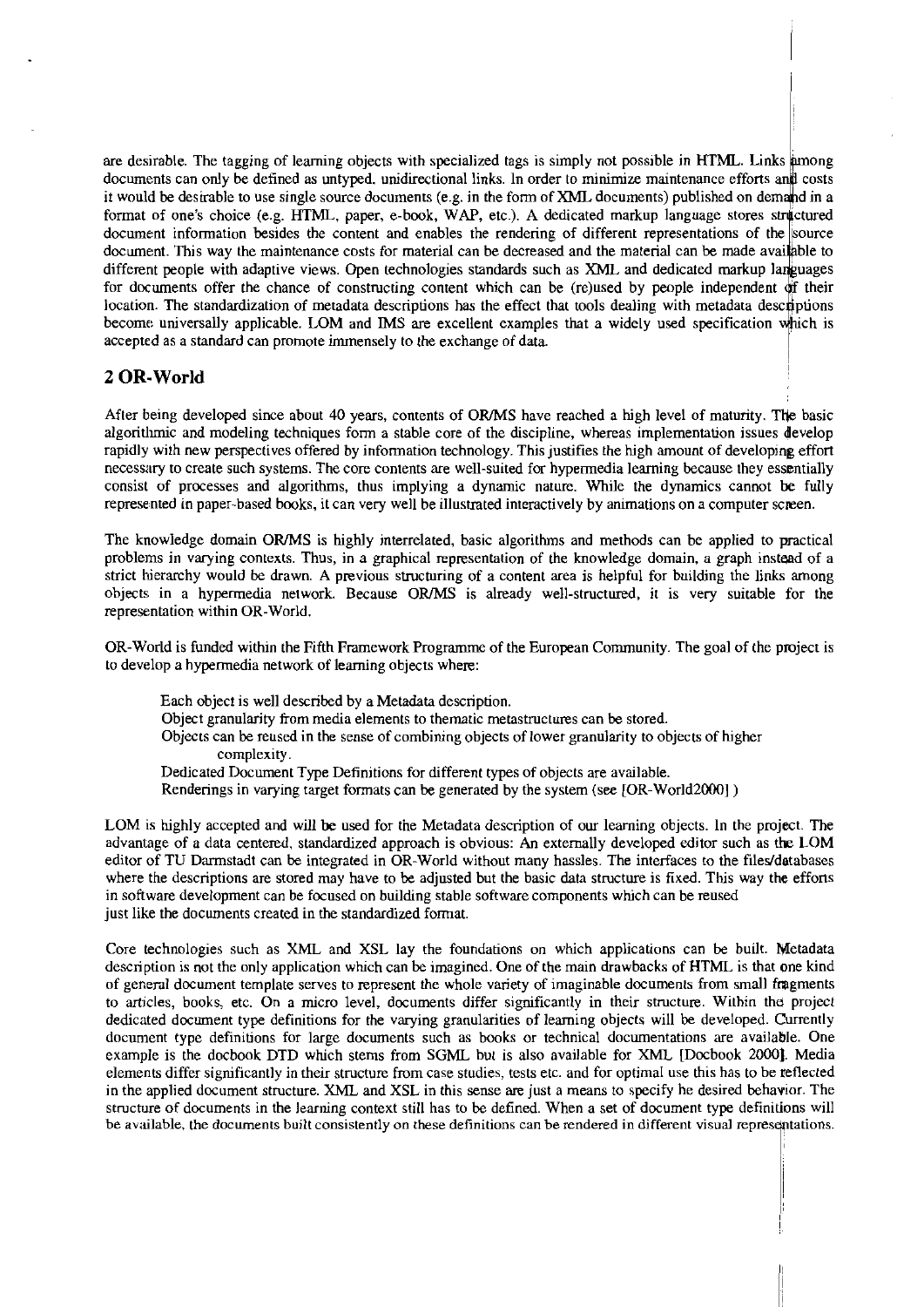are desirable. The tagging of learning objects with specialized tags is simply not possible in HTML. Links among documents can only be defined as untyped, unidirectional links. In order to minimize maintenance efforts and costs it would be desirable to use single source documents (e.g. in the form of XML documents) published on demand in a format of one's choice (e.g. HTML, paper, e-book, WAP, etc.). A dedicated markup language stores structured document information besides the content and enables the rendering of different representations of the source document. This way the maintenance costs for material can be decreased and the material can be made available to different people with adaptive views. Open technologies standards such as XML and dedicated markup languages for documents offer the chance of constructing content which can be (re)used by people independent of their location. The standardization of metadata descriptions has the effect that tools dealing with metadata descriptions become universally applicable. LOM and IMS are excellent examples that a widely used specification which is accepted as a standard can promote immensely to the exchange of data.

## 2 OR-World

After being developed since about 40 years, contents of OR/MS have reached a high level of maturity. The basic algorithmic and modeling techniques form a stable core of the discipline, whereas implementation issues develop rapidly with new perspectives offered by information technology. This justifies the high amount of developing effort necessary to create such systems. The core contents are well-suited for hypermedia learning because they essentially consist of processes and algorithms, thus implying a dynamic nature. While the dynamics cannot be fully represented in paper-based books, it can very well be illustrated interactively by animations on a computer screen.

The knowledge domain OR/MS is highly interrelated, basic algorithms and methods can be applied to practical problems in varying contexts. Thus, in a graphical representation of the knowledge domain, a graph instead of a strict hierarchy would be drawn. A previous structuring of a content area is helpful for building the links among objects in a hypermedia network. Because OR/MS is already well-structured, it is very suitable for the representation within OR-World.

OR-World is funded within the Fifth Framework Programme of the European Community. The goal of the project is to develop a hypermedia network of learning objects where:

- Each object is well described by a Metadata description.
- Object granularity from media elements to thematic metastructures can be stored.
- Objects can be reused in the sense of combining objects of lower granularity to objects of higher complexity.
- Dedicated Document Type Definitions for different types of objects are available.
- Renderings in varying target formats can be generated by the system (see [OR-World2000] )

LOM is highly accepted and will be used for the Metadata description of our learning objects. In the project. The advantage of a data centered, standardized approach is obvious: An externally developed editor such as the LOM editor of TU Darmstadt can be integrated in OR-World without many hassles. The interfaces to the files/databases where the descriptions are stored may have to be adjusted but the basic data structure is fixed. This way the efforts in software development can be focused on building stable software components which can be reused just like the documents created in the standardized format.

Core technologies such as XML and XSL lay the foundations on which applications can be built. Metadata description is not the only application which can be imagined. One of the main drawbacks of HTML is that one kind of general document template serves to represent the whole variety of imaginable documents from small fragments to articles, books, etc. On a micro level, documents differ significantly in their structure. Within the project dedicated document type definitions for the varying granularities of learning objects will be developed. Currently document type definitions for large documents such as books or technical documentations are available. One example is the docbook DTD which stems from SGML but is also available for XML [Docbook 2000]. Media elements differ significantly in their structure from case studies, tests etc. and for optimal use this has to be reflected in the applied document structure. XML and XSL in this sense are just a means to specify he desired behavior. The structure of documents in the learning context still has to be defined. When a set of document type definitions will be available, the documents built consistently on these definitions can be rendered in different visual representations.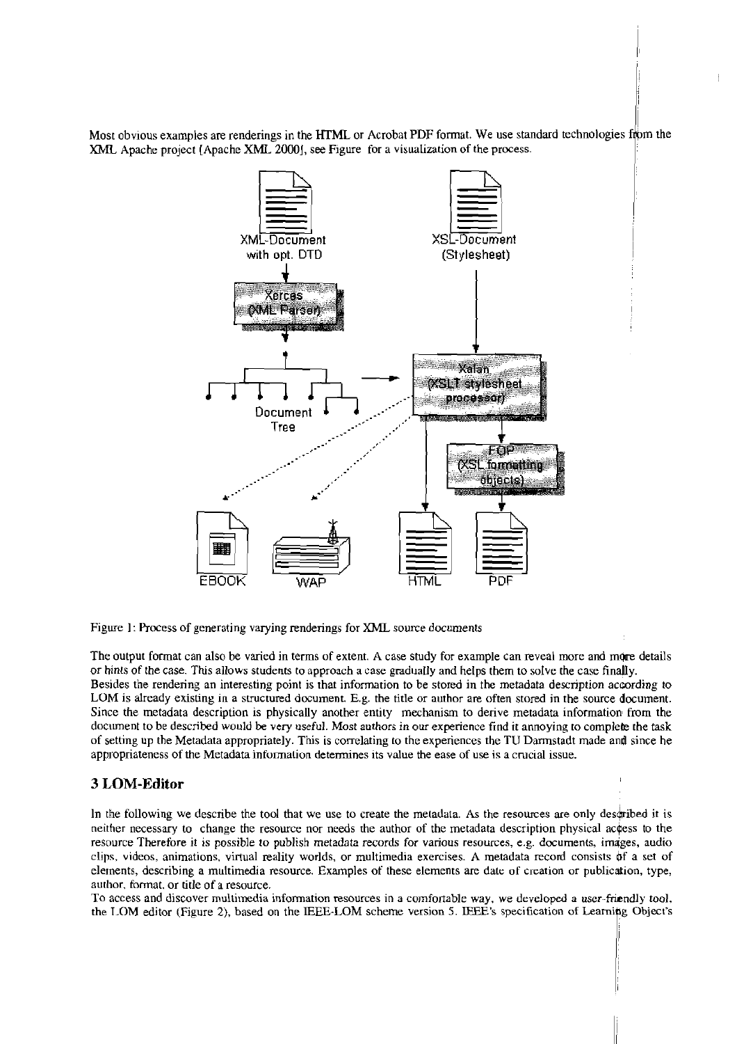Most obvious examples are renderings in the HTML or Acrobat PDF format. We use standard technologies from the XML Apache project [Apache XML 2000], see Figure for a visualization of the process.

Figure 1: Process of generating varying renderings for XML source documents

The output format can also be varied in terms of extent. A case study for example can reveal more and more details or hints of the case. This allows students to approach a case gradually and helps them to solve the case finally.
Besides the rendering an interesting point is that information to be stored in the metadata description according to LOM is already existing in a structured document. E.g. the title or author are often stored in the source document. Since the metadata description is physically another entity mechanism to derive metadata information from the document to be described would be very useful. Most authors in our experience find it annoying to complete the task of setting up the Metadata appropriately. This is correlating to the experiences the TU Darmstadt made and since he appropriateness of the Metadata information determines its value the ease of use is a crucial issue.

## 3 LOM-Editor

In the following we describe the tool that we use to create the metadata. As the resources are only described it is neither necessary to change the resource nor needs the author of the metadata description physical access to the resource Therefore it is possible to publish metadata records for various resources, e.g. documents, images, audio clips, videos, animations, virtual reality worlds, or multimedia exercises. A metadata record consists of a set of elements, describing a multimedia resource. Examples of these elements are date of creation or publication, type, author, format, or title of a resource.
To access and discover multimedia information resources in a comfortable way, we developed a user-friendly tool, the LOM editor (Figure 2), based on the IEEE-LOM scheme version 5. IEEE's specification of Learning Object's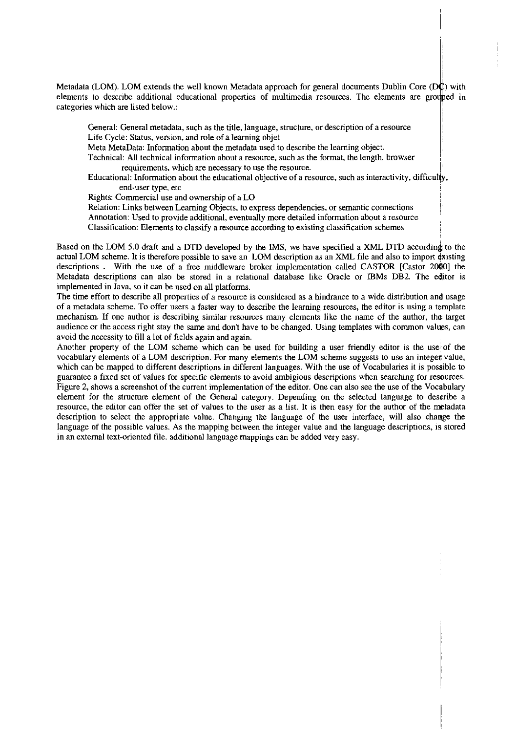Metadata (LOM). LOM extends the well known Metadata approach for general documents Dublin Core (DC) with elements to describe additional educational properties of multimedia resources. The elements are grouped in categories which are listed below.:

General: General metadata, such as the title, language, structure, or description of a resource
Life Cycle: Status, version, and role of a learning objet
Meta MetaData: Information about the metadata used to describe the learning object.
Technical: All technical information about a resource, such as the format, the length, browser requirements, which are necessary to use the resource.
Educational: Information about the educational objective of a resource, such as interactivity, difficulty, end-user type, etc
Rights: Commercial use and ownership of a LO
Relation: Links between Learning Objects, to express dependencies, or semantic connections
Annotation: Used to provide additional, eventually more detailed information about a resource
Classification: Elements to classify a resource according to existing classification schemes

Based on the LOM 5.0 draft and a DTD developed by the IMS, we have specified a XML DTD according to the actual LOM scheme. It is therefore possible to save an LOM description as an XML file and also to import existing descriptions . With the use of a free middleware broker implementation called CASTOR [Castor 2000] the Metadata descriptions can also be stored in a relational database like Oracle or IBMs DB2. The editor is implemented in Java, so it can be used on all platforms.
The time effort to describe all properties of a resource is considered as a hindrance to a wide distribution and usage of a metadata scheme. To offer users a faster way to describe the learning resources, the editor is using a template mechanism. If one author is describing similar resources many elements like the name of the author, the target audience or the access right stay the same and don't have to be changed. Using templates with common values, can avoid the necessity to fill a lot of fields again and again.
Another property of the LOM scheme which can be used for building a user friendly editor is the use of the vocabulary elements of a LOM description. For many elements the LOM scheme suggests to use an integer value, which can be mapped to different descriptions in different languages. With the use of Vocabularies it is possible to guarantee a fixed set of values for specific elements to avoid ambigious descriptions when searching for resources. Figure 2, shows a screenshot of the current implementation of the editor. One can also see the use of the Vocabulary element for the structure element of the General category. Depending on the selected language to describe a resource, the editor can offer the set of values to the user as a list. It is then easy for the author of the metadata description to select the appropriate value. Changing the language of the user interface, will also change the language of the possible values. As the mapping between the integer value and the language descriptions, is stored in an external text-oriented file. additional language mappings can be added very easy.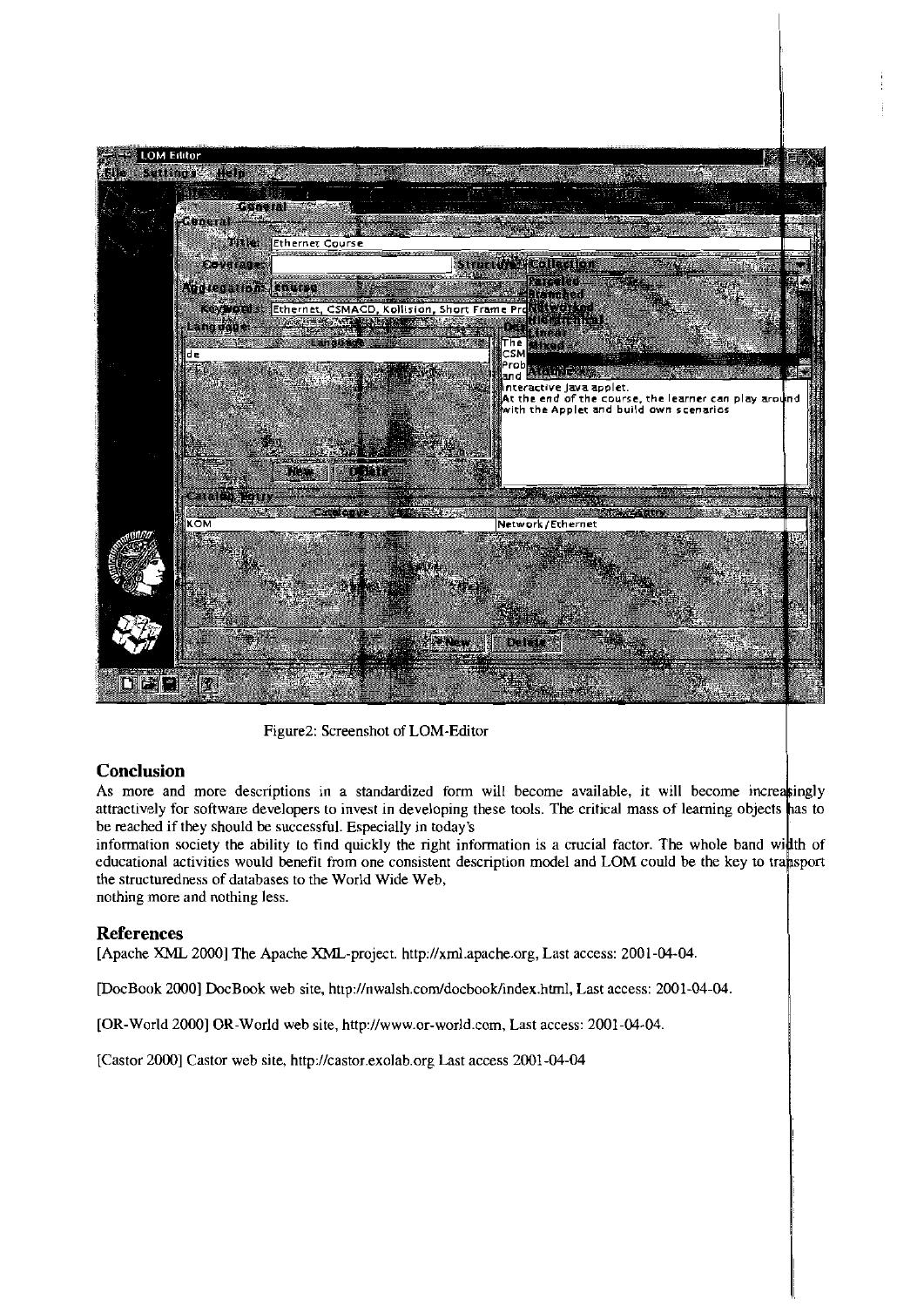Figure2: Screenshot of LOM-Editor

## Conclusion

As more and more descriptions in a standardized form will become available, it will become increasingly attractively for software developers to invest in developing these tools. The critical mass of learning objects has to be reached if they should be successful. Especially in today's
information society the ability to find quickly the right information is a crucial factor. The whole band width of educational activities would benefit from one consistent description model and LOM could be the key to transport the structuredness of databases to the World Wide Web,
nothing more and nothing less.

## References

[Apache XML 2000] The Apache XML-project. http://xml.apache.org, Last access: 2001-04-04.

[DocBook 2000] DocBook web site, http://nwalsh.com/docbook/index.html, Last access: 2001-04-04.

[OR-World 2000] OR-World web site, http://www.or-world.com, Last access: 2001-04-04.

[Castor 2000] Castor web site, http://castor.exolab.org Last access 2001-04-04